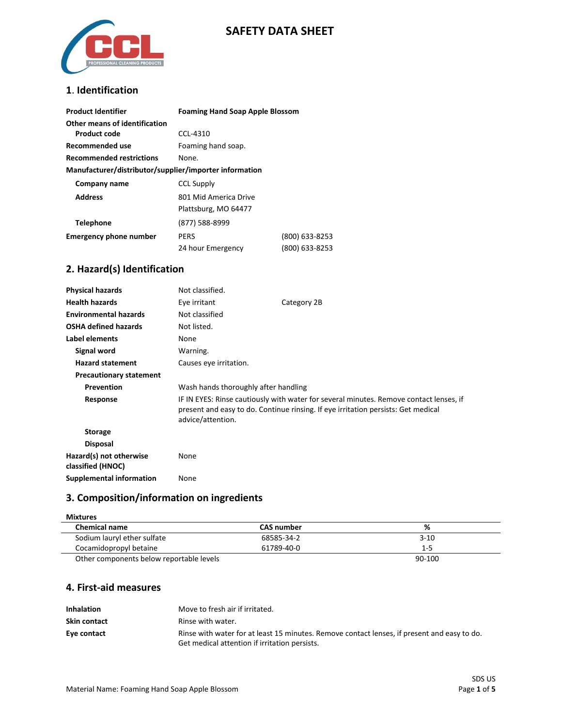# SAFETY DATA SHEET

## 1. Identification

| | | |
|---|---|---|
| **Product Identifier** | **Foaming Hand Soap Apple Blossom** | |
| **Other means of identification** | | |
| **Product code** | CCL-4310 | |
| **Recommended use** | Foaming hand soap. | |
| **Recommended restrictions** | None. | |
| **Manufacturer/distributor/supplier/importer information** | | |
| **Company name** | CCL Supply | |
| **Address** | 801 Mid America Drive<br>Plattsburg, MO 64477 | |
| **Telephone** | (877) 588-8999 | |
| **Emergency phone number** | PERS | (800) 633-8253 |
| | 24 hour Emergency | (800) 633-8253 |

## 2. Hazard(s) Identification

| | | |
|---|---|---|
| **Physical hazards** | Not classified. | |
| **Health hazards** | Eye irritant | Category 2B |
| **Environmental hazards** | Not classified | |
| **OSHA defined hazards** | Not listed. | |
| **Label elements** | None | |
| **Signal word** | Warning. | |
| **Hazard statement** | Causes eye irritation. | |
| **Precautionary statement** | | |
| **Prevention** | Wash hands thoroughly after handling | |
| **Response** | IF IN EYES: Rinse cautiously with water for several minutes. Remove contact lenses, if present and easy to do. Continue rinsing. If eye irritation persists: Get medical advice/attention. | |
| **Storage** | | |
| **Disposal** | | |
| **Hazard(s) not otherwise classified (HNOC)** | None | |
| **Supplemental information** | None | |

## 3. Composition/information on ingredients

**Mixtures**

| Chemical name | CAS number | % |
|---|---|---|
| Sodium lauryl ether sulfate | 68585-34-2 | 3-10 |
| Cocamidopropyl betaine | 61789-40-0 | 1-5 |
| Other components below reportable levels | | 90-100 |

## 4. First-aid measures

| | |
|---|---|
| **Inhalation** | Move to fresh air if irritated. |
| **Skin contact** | Rinse with water. |
| **Eye contact** | Rinse with water for at least 15 minutes. Remove contact lenses, if present and easy to do. Get medical attention if irritation persists. |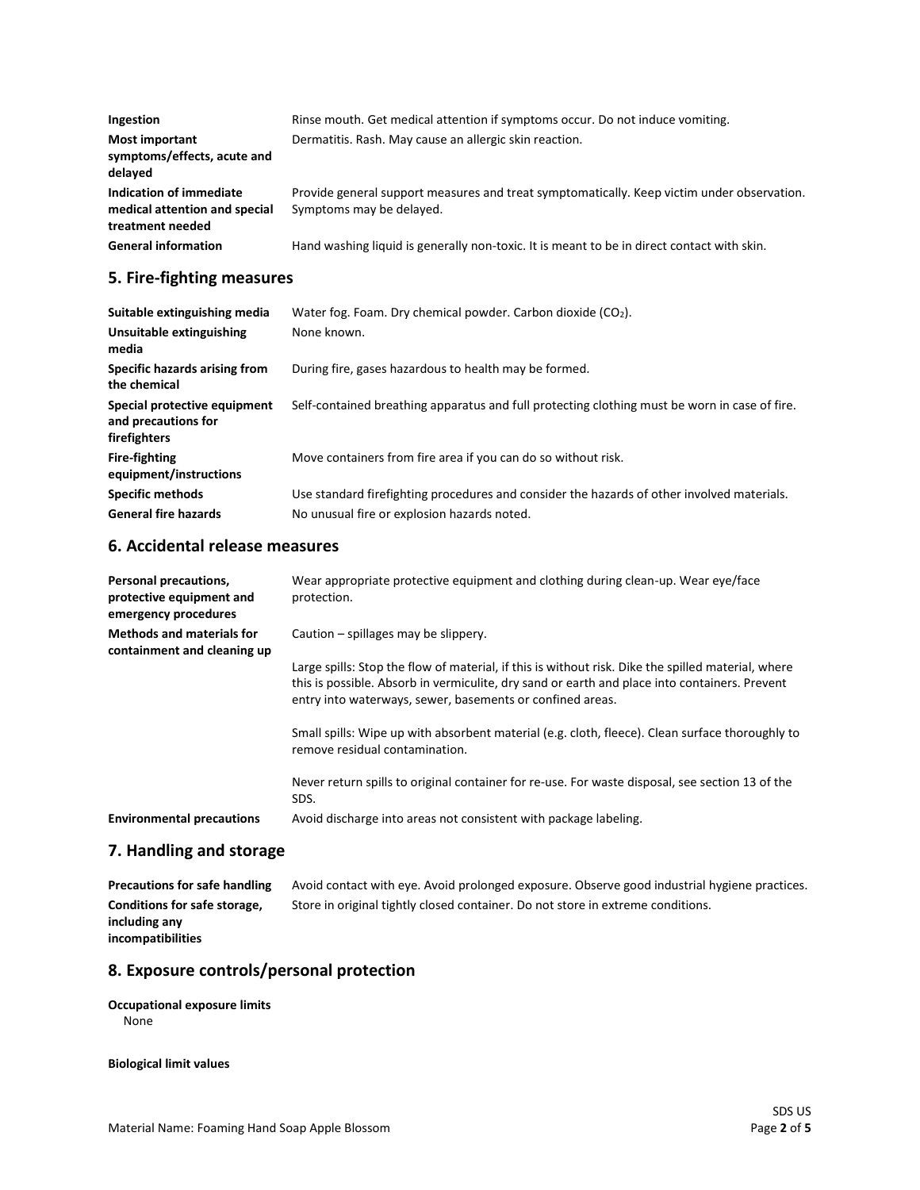| | |
|---|---|
| **Ingestion** | Rinse mouth. Get medical attention if symptoms occur. Do not induce vomiting. |
| **Most important symptoms/effects, acute and delayed** | Dermatitis. Rash. May cause an allergic skin reaction. |
| **Indication of immediate medical attention and special treatment needed** | Provide general support measures and treat symptomatically. Keep victim under observation. Symptoms may be delayed. |
| **General information** | Hand washing liquid is generally non-toxic. It is meant to be in direct contact with skin. |

## 5. Fire-fighting measures

| | |
|---|---|
| **Suitable extinguishing media** | Water fog. Foam. Dry chemical powder. Carbon dioxide ($CO_2$). |
| **Unsuitable extinguishing media** | None known. |
| **Specific hazards arising from the chemical** | During fire, gases hazardous to health may be formed. |
| **Special protective equipment and precautions for firefighters** | Self-contained breathing apparatus and full protecting clothing must be worn in case of fire. |
| **Fire-fighting equipment/instructions** | Move containers from fire area if you can do so without risk. |
| **Specific methods** | Use standard firefighting procedures and consider the hazards of other involved materials. |
| **General fire hazards** | No unusual fire or explosion hazards noted. |

## 6. Accidental release measures

**Personal precautions, protective equipment and emergency procedures**
Wear appropriate protective equipment and clothing during clean-up. Wear eye/face protection.

**Methods and materials for containment and cleaning up**
Caution – spillages may be slippery.

Large spills: Stop the flow of material, if this is without risk. Dike the spilled material, where this is possible. Absorb in vermiculite, dry sand or earth and place into containers. Prevent entry into waterways, sewer, basements or confined areas.

Small spills: Wipe up with absorbent material (e.g. cloth, fleece). Clean surface thoroughly to remove residual contamination.

Never return spills to original container for re-use. For waste disposal, see section 13 of the SDS.

**Environmental precautions**
Avoid discharge into areas not consistent with package labeling.

## 7. Handling and storage

| | |
|---|---|
| **Precautions for safe handling** | Avoid contact with eye. Avoid prolonged exposure. Observe good industrial hygiene practices. |
| **Conditions for safe storage, including any incompatibilities** | Store in original tightly closed container. Do not store in extreme conditions. |

## 8. Exposure controls/personal protection

**Occupational exposure limits**
None

**Biological limit values**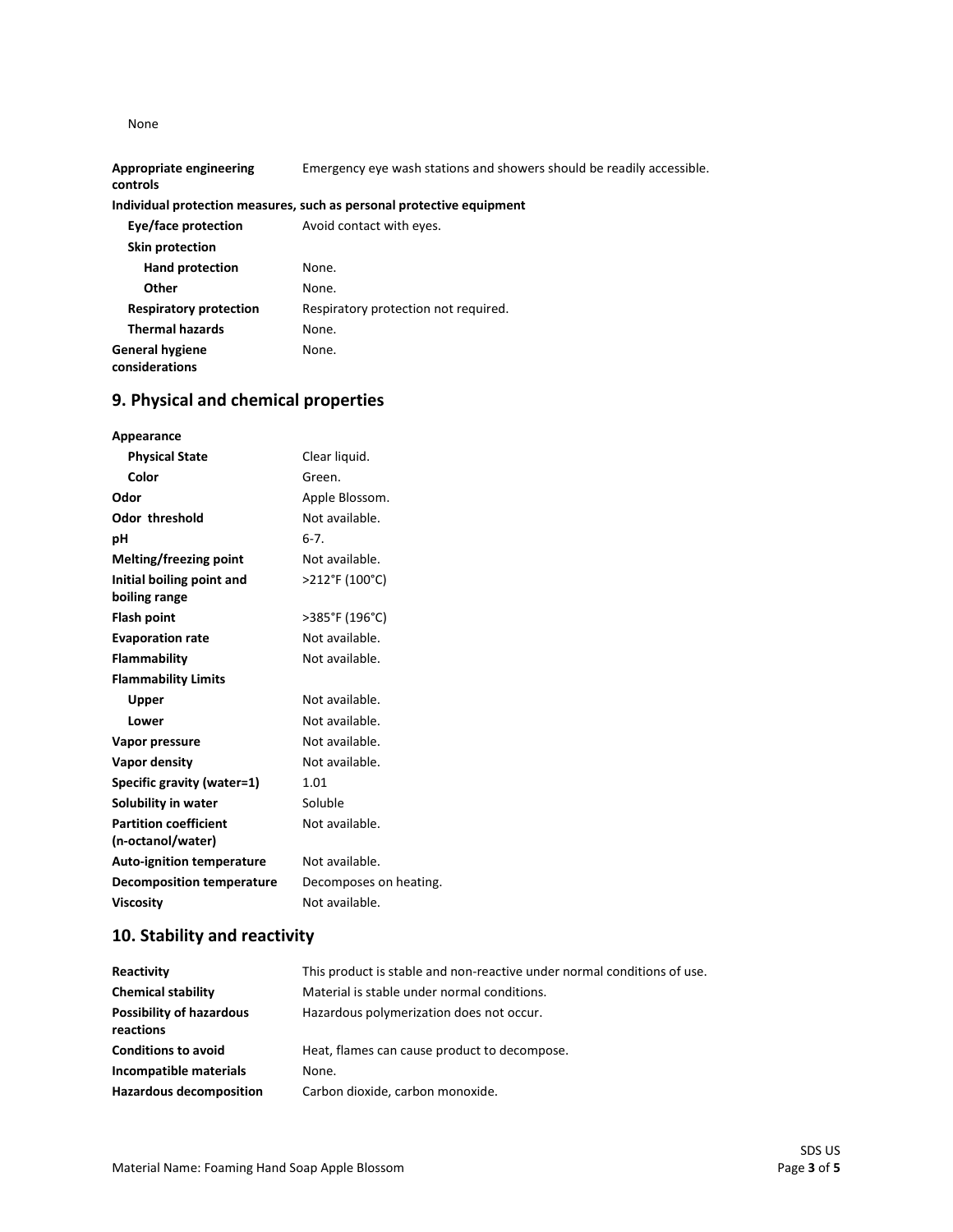None

| | |
|---|---|
| **Appropriate engineering controls** | Emergency eye wash stations and showers should be readily accessible. |

**Individual protection measures, such as personal protective equipment**

| | |
|---|---|
| **Eye/face protection** | Avoid contact with eyes. |
| **Skin protection** | |
| **Hand protection** | None. |
| **Other** | None. |
| **Respiratory protection** | Respiratory protection not required. |
| **Thermal hazards** | None. |
| **General hygiene considerations** | None. |

## 9. Physical and chemical properties

| | |
|---|---|
| **Appearance** | |
| **Physical State** | Clear liquid. |
| **Color** | Green. |
| **Odor** | Apple Blossom. |
| **Odor threshold** | Not available. |
| **pH** | 6-7. |
| **Melting/freezing point** | Not available. |
| **Initial boiling point and boiling range** | >212°F (100°C) |
| **Flash point** | >385°F (196°C) |
| **Evaporation rate** | Not available. |
| **Flammability** | Not available. |
| **Flammability Limits** | |
| **Upper** | Not available. |
| **Lower** | Not available. |
| **Vapor pressure** | Not available. |
| **Vapor density** | Not available. |
| **Specific gravity (water=1)** | 1.01 |
| **Solubility in water** | Soluble |
| **Partition coefficient (n-octanol/water)** | Not available. |
| **Auto-ignition temperature** | Not available. |
| **Decomposition temperature** | Decomposes on heating. |
| **Viscosity** | Not available. |

## 10. Stability and reactivity

| | |
|---|---|
| **Reactivity** | This product is stable and non-reactive under normal conditions of use. |
| **Chemical stability** | Material is stable under normal conditions. |
| **Possibility of hazardous reactions** | Hazardous polymerization does not occur. |
| **Conditions to avoid** | Heat, flames can cause product to decompose. |
| **Incompatible materials** | None. |
| **Hazardous decomposition** | Carbon dioxide, carbon monoxide. |

Material Name: Foaming Hand Soap Apple Blossom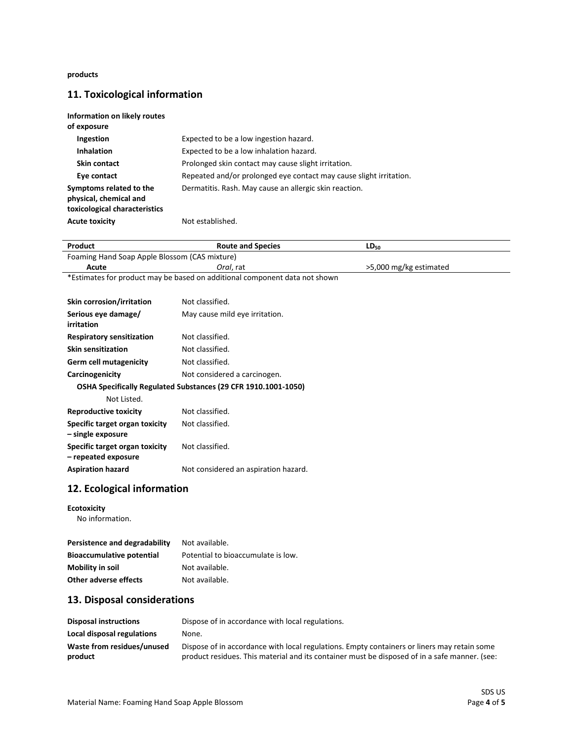**products**

## 11. Toxicological information

**Information on likely routes of exposure**

| | |
|---|---|
| **Ingestion** | Expected to be a low ingestion hazard. |
| **Inhalation** | Expected to be a low inhalation hazard. |
| **Skin contact** | Prolonged skin contact may cause slight irritation. |
| **Eye contact** | Repeated and/or prolonged eye contact may cause slight irritation. |
| **Symptoms related to the physical, chemical and toxicological characteristics** | Dermatitis. Rash. May cause an allergic skin reaction. |
| **Acute toxicity** | Not established. |

| Product | Route and Species | $LD_{50}$ |
|---|---|---|
| Foaming Hand Soap Apple Blossom (CAS mixture) | | |
| Acute | *Oral*, rat | >5,000 mg/kg estimated |

*Estimates for product may be based on additional component data not shown

| | |
|---|---|
| **Skin corrosion/irritation** | Not classified. |
| **Serious eye damage/ irritation** | May cause mild eye irritation. |
| **Respiratory sensitization** | Not classified. |
| **Skin sensitization** | Not classified. |
| **Germ cell mutagenicity** | Not classified. |
| **Carcinogenicity** | Not considered a carcinogen. |

**OSHA Specifically Regulated Substances (29 CFR 1910.1001-1050)**

Not Listed.

| | |
|---|---|
| **Reproductive toxicity** | Not classified. |
| **Specific target organ toxicity – single exposure** | Not classified. |
| **Specific target organ toxicity – repeated exposure** | Not classified. |
| **Aspiration hazard** | Not considered an aspiration hazard. |

## 12. Ecological information

**Ecotoxicity**

No information.

| | |
|---|---|
| **Persistence and degradability** | Not available. |
| **Bioaccumulative potential** | Potential to bioaccumulate is low. |
| **Mobility in soil** | Not available. |
| **Other adverse effects** | Not available. |

## 13. Disposal considerations

| | |
|---|---|
| **Disposal instructions** | Dispose of in accordance with local regulations. |
| **Local disposal regulations** | None. |
| **Waste from residues/unused product** | Dispose of in accordance with local regulations. Empty containers or liners may retain some product residues. This material and its container must be disposed of in a safe manner. (see: |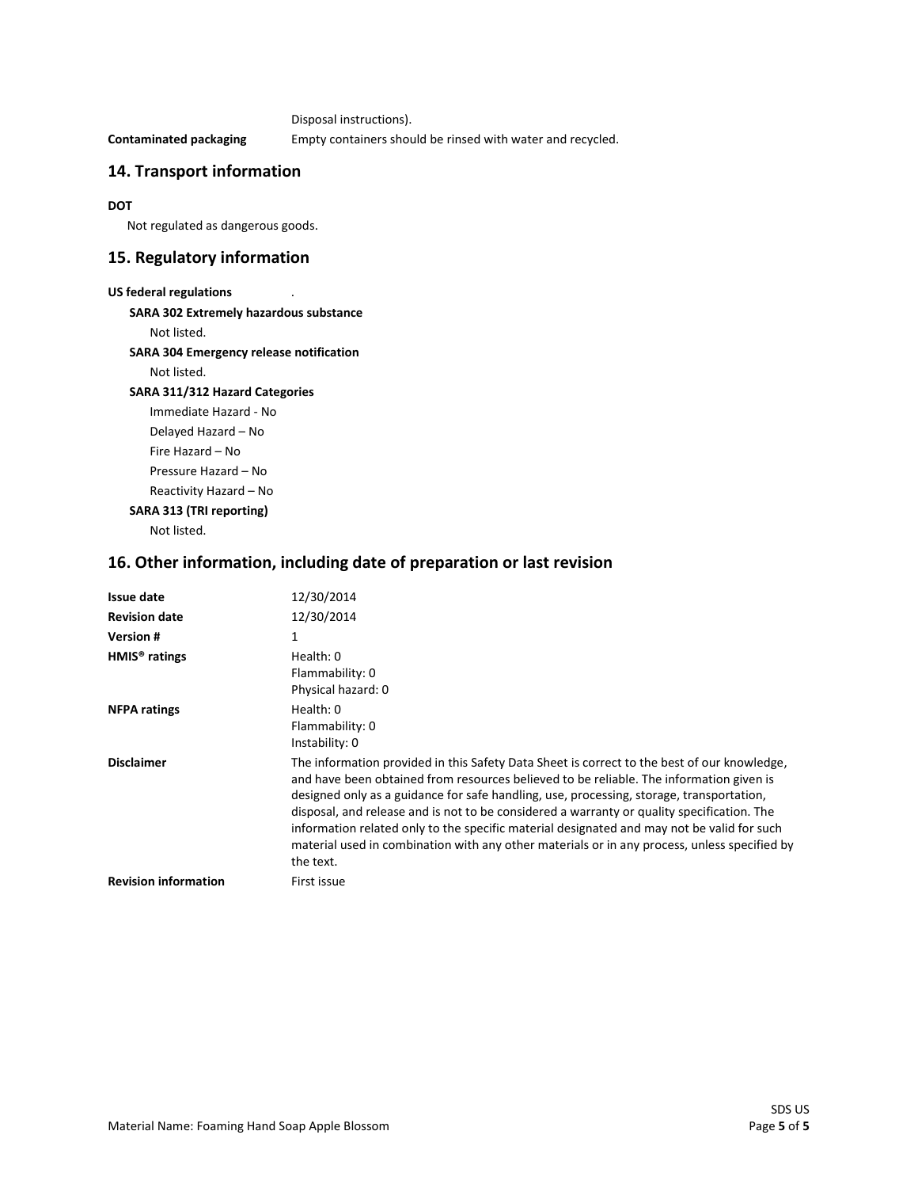Disposal instructions).

**Contaminated packaging** Empty containers should be rinsed with water and recycled.

## 14. Transport information

**DOT**

Not regulated as dangerous goods.

## 15. Regulatory information

**US federal regulations** .

**SARA 302 Extremely hazardous substance**

Not listed.

**SARA 304 Emergency release notification**

Not listed.

**SARA 311/312 Hazard Categories**

Immediate Hazard - No

Delayed Hazard – No

Fire Hazard – No

Pressure Hazard – No

Reactivity Hazard – No

**SARA 313 (TRI reporting)**

Not listed.

## 16. Other information, including date of preparation or last revision

| | |
|---|---|
| **Issue date** | 12/30/2014 |
| **Revision date** | 12/30/2014 |
| **Version #** | 1 |
| **HMIS® ratings** | Health: 0<br>Flammability: 0<br>Physical hazard: 0 |
| **NFPA ratings** | Health: 0<br>Flammability: 0<br>Instability: 0 |
| **Disclaimer** | The information provided in this Safety Data Sheet is correct to the best of our knowledge, and have been obtained from resources believed to be reliable. The information given is designed only as a guidance for safe handling, use, processing, storage, transportation, disposal, and release and is not to be considered a warranty or quality specification. The information related only to the specific material designated and may not be valid for such material used in combination with any other materials or in any process, unless specified by the text. |
| **Revision information** | First issue |